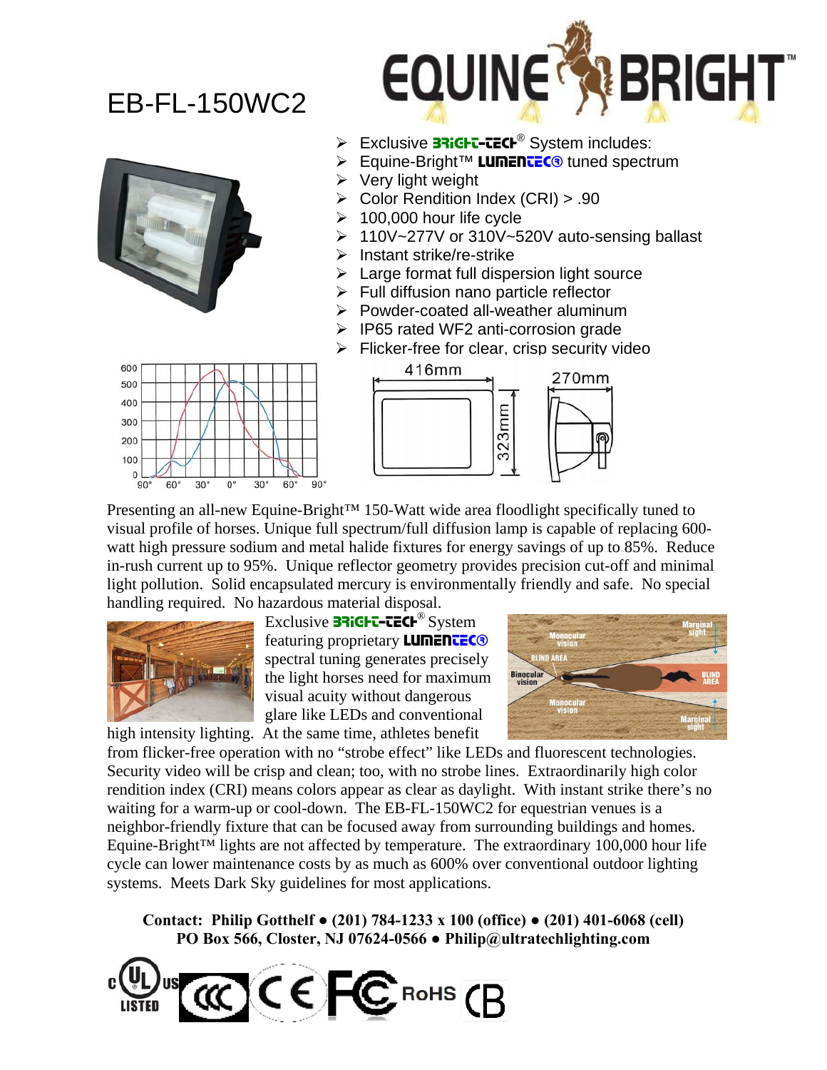# EB-FL-150WC2

- Exclusive BRIGHT-TECH® System includes:
- Equine-Bright™ LUMENTEC® tuned spectrum
- Very light weight
- Color Rendition Index (CRI) > .90
- 100,000 hour life cycle
- 110V~277V or 310V~520V auto-sensing ballast
- Instant strike/re-strike
- Large format full dispersion light source
- Full diffusion nano particle reflector
- Powder-coated all-weather aluminum
- IP65 rated WF2 anti-corrosion grade
- Flicker-free for clear, crisp security video

416mm 270mm 323mm

Presenting an all-new Equine-Bright™ 150-Watt wide area floodlight specifically tuned to visual profile of horses. Unique full spectrum/full diffusion lamp is capable of replacing 600-watt high pressure sodium and metal halide fixtures for energy savings of up to 85%. Reduce in-rush current up to 95%. Unique reflector geometry provides precision cut-off and minimal light pollution. Solid encapsulated mercury is environmentally friendly and safe. No special handling required. No hazardous material disposal.

Exclusive BRIGHT-TECH® System featuring proprietary LUMENTEC® spectral tuning generates precisely the light horses need for maximum visual acuity without dangerous glare like LEDs and conventional high intensity lighting. At the same time, athletes benefit from flicker-free operation with no "strobe effect" like LEDs and fluorescent technologies. Security video will be crisp and clean; too, with no strobe lines. Extraordinarily high color rendition index (CRI) means colors appear as clear as daylight. With instant strike there's no waiting for a warm-up or cool-down. The EB-FL-150WC2 for equestrian venues is a neighbor-friendly fixture that can be focused away from surrounding buildings and homes. Equine-Bright™ lights are not affected by temperature. The extraordinary 100,000 hour life cycle can lower maintenance costs by as much as 600% over conventional outdoor lighting systems. Meets Dark Sky guidelines for most applications.

**Contact: Philip Gotthelf • (201) 784-1233 x 100 (office) • (201) 401-6068 (cell)**
**PO Box 566, Closter, NJ 07624-0566 • Philip@ultratechlighting.com**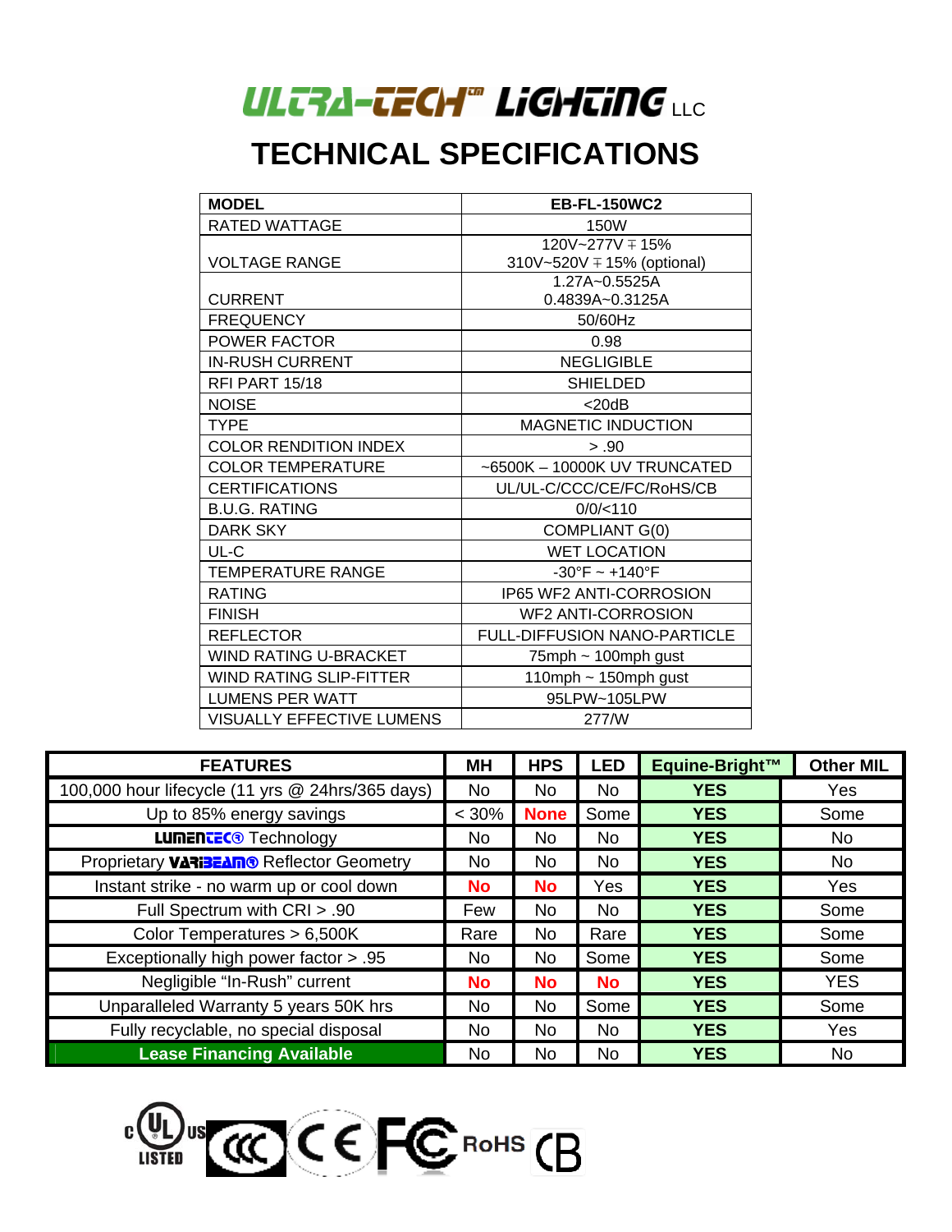# ULTRA-TECH™ LIGHTING LLC

# TECHNICAL SPECIFICATIONS

| MODEL | EB-FL-150WC2 |
|---|---|
| RATED WATTAGE | 150W |
| VOLTAGE RANGE | 120V~277V ∓ 15%<br>310V~520V ∓ 15% (optional) |
| CURRENT | 1.27A~0.5525A<br>0.4839A~0.3125A |
| FREQUENCY | 50/60Hz |
| POWER FACTOR | 0.98 |
| IN-RUSH CURRENT | NEGLIGIBLE |
| RFI PART 15/18 | SHIELDED |
| NOISE | <20dB |
| TYPE | MAGNETIC INDUCTION |
| COLOR RENDITION INDEX | > .90 |
| COLOR TEMPERATURE | ~6500K – 10000K UV TRUNCATED |
| CERTIFICATIONS | UL/UL-C/CCC/CE/FC/RoHS/CB |
| B.U.G. RATING | 0/0/<110 |
| DARK SKY | COMPLIANT G(0) |
| UL-C | WET LOCATION |
| TEMPERATURE RANGE | -30°F ~ +140°F |
| RATING | IP65 WF2 ANTI-CORROSION |
| FINISH | WF2 ANTI-CORROSION |
| REFLECTOR | FULL-DIFFUSION NANO-PARTICLE |
| WIND RATING U-BRACKET | 75mph ~ 100mph gust |
| WIND RATING SLIP-FITTER | 110mph ~ 150mph gust |
| LUMENS PER WATT | 95LPW~105LPW |
| VISUALLY EFFECTIVE LUMENS | 277/W |

| FEATURES | MH | HPS | LED | Equine-Bright™ | Other MIL |
|---|---|---|---|---|---|
| 100,000 hour lifecycle (11 yrs @ 24hrs/365 days) | No | No | No | YES | Yes |
| Up to 85% energy savings | < 30% | None | Some | YES | Some |
| LUMENTEC® Technology | No | No | No | YES | No |
| Proprietary VARIBEAM® Reflector Geometry | No | No | No | YES | No |
| Instant strike - no warm up or cool down | No | No | Yes | YES | Yes |
| Full Spectrum with CRI > .90 | Few | No | No | YES | Some |
| Color Temperatures > 6,500K | Rare | No | Rare | YES | Some |
| Exceptionally high power factor > .95 | No | No | Some | YES | Some |
| Negligible “In-Rush” current | No | No | No | YES | YES |
| Unparalleled Warranty 5 years 50K hrs | No | No | Some | YES | Some |
| Fully recyclable, no special disposal | No | No | No | YES | Yes |
| **Lease Financing Available** | No | No | No | YES | No |

c UL us LISTED · CCC · CE · FC · RoHS · CB